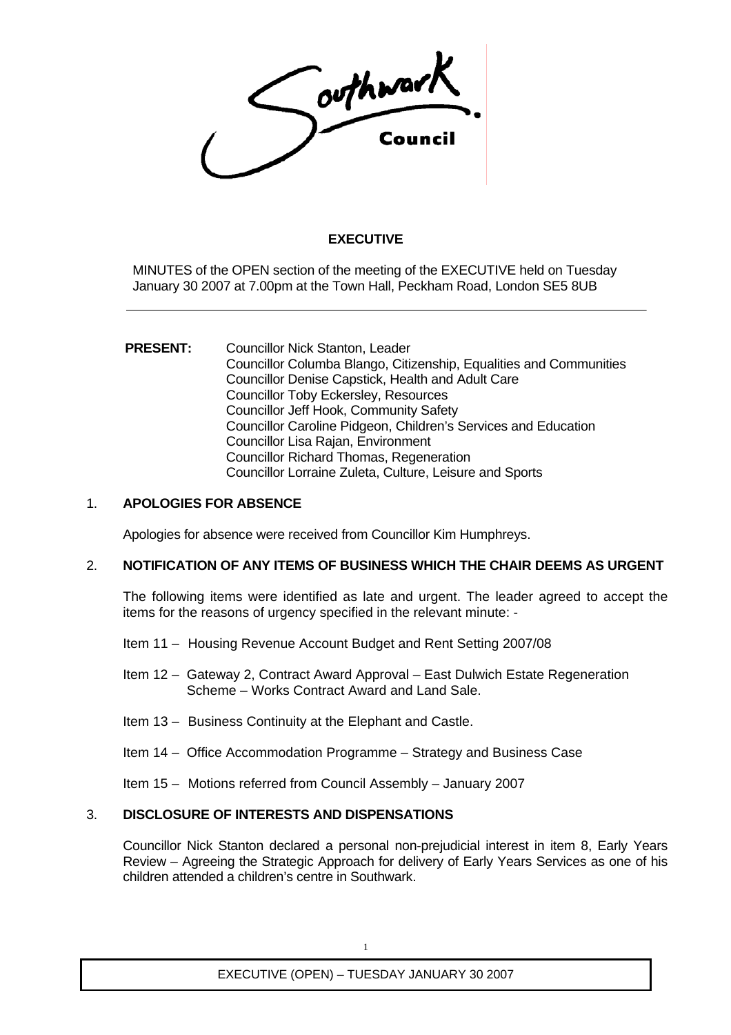# EXECUTIVE

MINUTES of the OPEN section of the meeting of the EXECUTIVE held on Tuesday January 30 2007 at 7.00pm at the Town Hall, Peckham Road, London SE5 8UB

---

**PRESENT:** Councillor Nick Stanton, Leader
Councillor Columba Blango, Citizenship, Equalities and Communities
Councillor Denise Capstick, Health and Adult Care
Councillor Toby Eckersley, Resources
Councillor Jeff Hook, Community Safety
Councillor Caroline Pidgeon, Children's Services and Education
Councillor Lisa Rajan, Environment
Councillor Richard Thomas, Regeneration
Councillor Lorraine Zuleta, Culture, Leisure and Sports

## 1. APOLOGIES FOR ABSENCE

Apologies for absence were received from Councillor Kim Humphreys.

## 2. NOTIFICATION OF ANY ITEMS OF BUSINESS WHICH THE CHAIR DEEMS AS URGENT

The following items were identified as late and urgent. The leader agreed to accept the items for the reasons of urgency specified in the relevant minute: -

Item 11 – Housing Revenue Account Budget and Rent Setting 2007/08

Item 12 – Gateway 2, Contract Award Approval – East Dulwich Estate Regeneration Scheme – Works Contract Award and Land Sale.

Item 13 – Business Continuity at the Elephant and Castle.

Item 14 – Office Accommodation Programme – Strategy and Business Case

Item 15 – Motions referred from Council Assembly – January 2007

## 3. DISCLOSURE OF INTERESTS AND DISPENSATIONS

Councillor Nick Stanton declared a personal non-prejudicial interest in item 8, Early Years Review – Agreeing the Strategic Approach for delivery of Early Years Services as one of his children attended a children's centre in Southwark.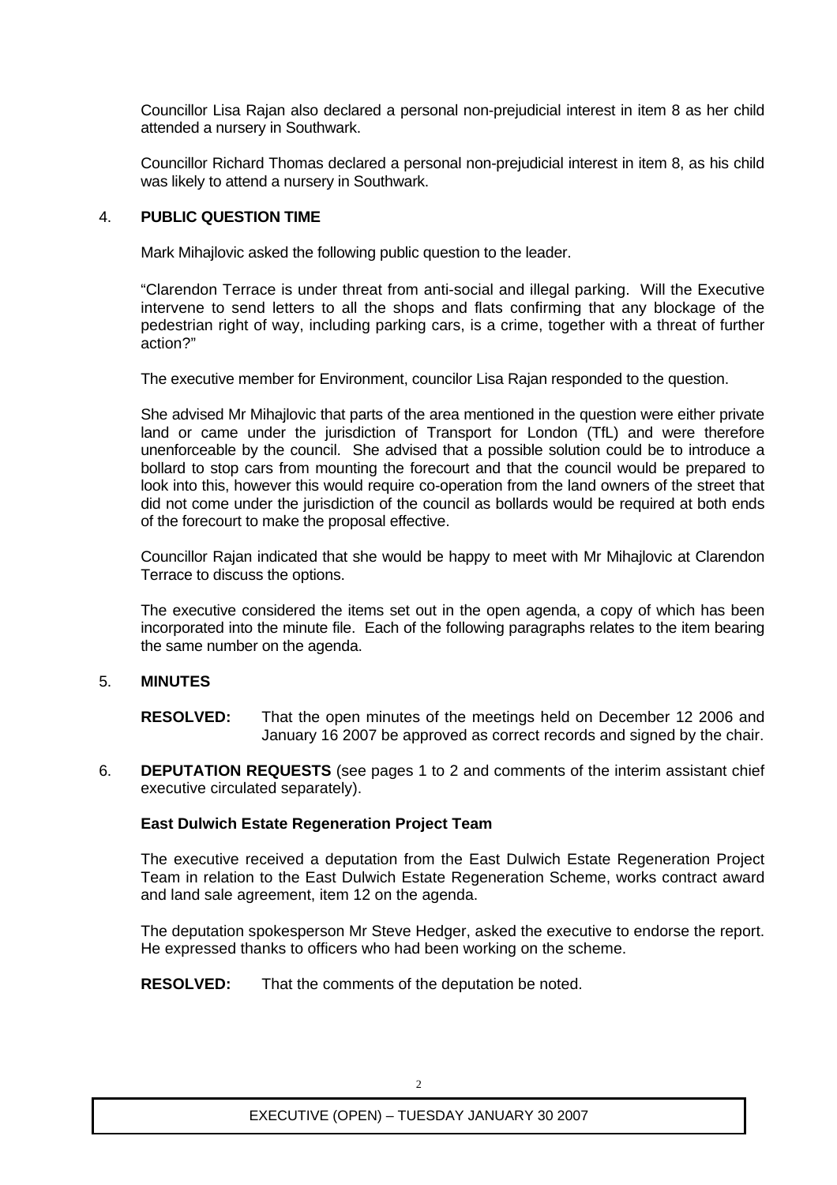Councillor Lisa Rajan also declared a personal non-prejudicial interest in item 8 as her child attended a nursery in Southwark.

Councillor Richard Thomas declared a personal non-prejudicial interest in item 8, as his child was likely to attend a nursery in Southwark.

4. **PUBLIC QUESTION TIME**

Mark Mihajlovic asked the following public question to the leader.

"Clarendon Terrace is under threat from anti-social and illegal parking. Will the Executive intervene to send letters to all the shops and flats confirming that any blockage of the pedestrian right of way, including parking cars, is a crime, together with a threat of further action?"

The executive member for Environment, councilor Lisa Rajan responded to the question.

She advised Mr Mihajlovic that parts of the area mentioned in the question were either private land or came under the jurisdiction of Transport for London (TfL) and were therefore unenforceable by the council. She advised that a possible solution could be to introduce a bollard to stop cars from mounting the forecourt and that the council would be prepared to look into this, however this would require co-operation from the land owners of the street that did not come under the jurisdiction of the council as bollards would be required at both ends of the forecourt to make the proposal effective.

Councillor Rajan indicated that she would be happy to meet with Mr Mihajlovic at Clarendon Terrace to discuss the options.

The executive considered the items set out in the open agenda, a copy of which has been incorporated into the minute file. Each of the following paragraphs relates to the item bearing the same number on the agenda.

5. **MINUTES**

**RESOLVED:** That the open minutes of the meetings held on December 12 2006 and January 16 2007 be approved as correct records and signed by the chair.

6. **DEPUTATION REQUESTS** (see pages 1 to 2 and comments of the interim assistant chief executive circulated separately).

**East Dulwich Estate Regeneration Project Team**

The executive received a deputation from the East Dulwich Estate Regeneration Project Team in relation to the East Dulwich Estate Regeneration Scheme, works contract award and land sale agreement, item 12 on the agenda.

The deputation spokesperson Mr Steve Hedger, asked the executive to endorse the report. He expressed thanks to officers who had been working on the scheme.

**RESOLVED:** That the comments of the deputation be noted.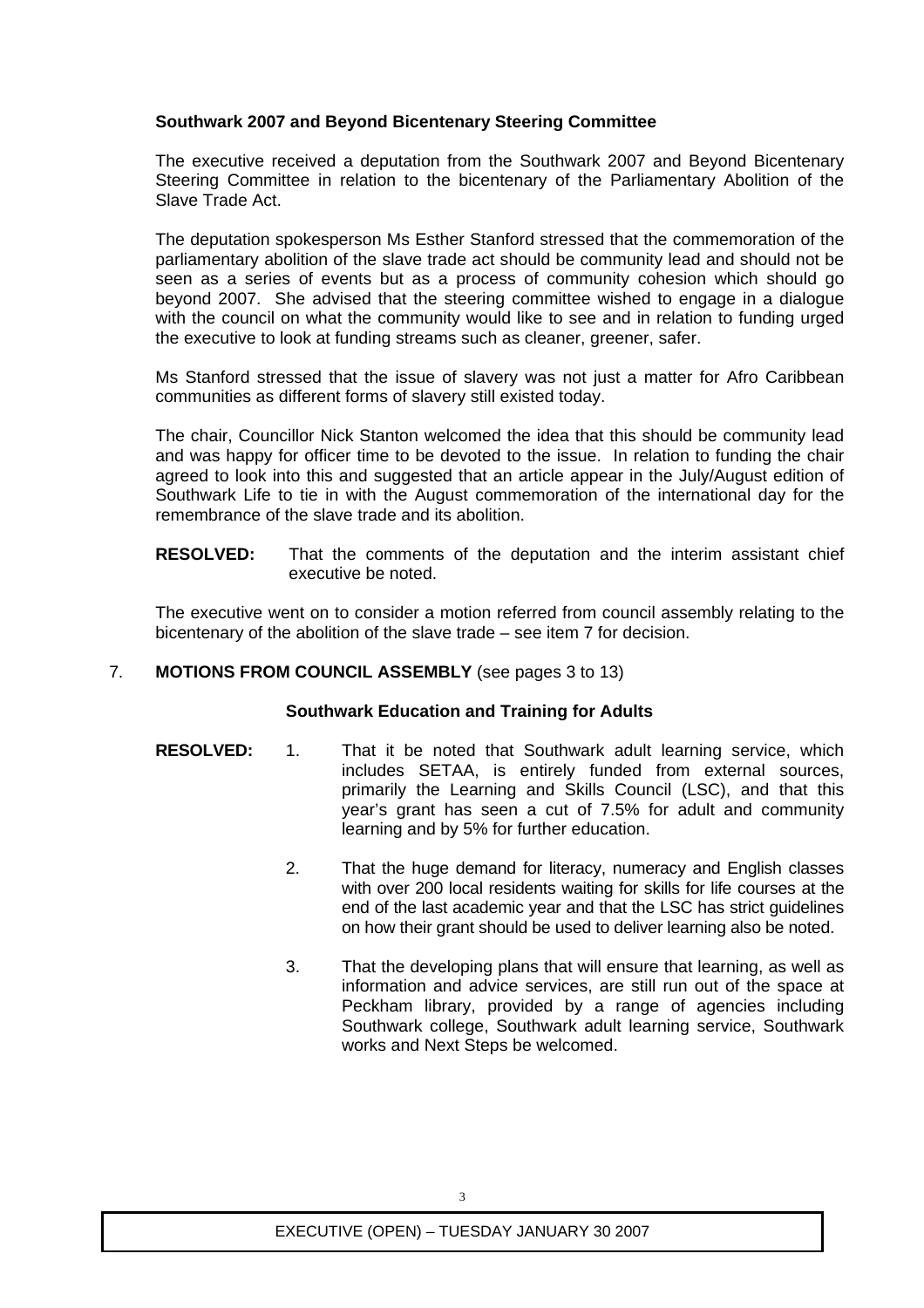**Southwark 2007 and Beyond Bicentenary Steering Committee**

The executive received a deputation from the Southwark 2007 and Beyond Bicentenary Steering Committee in relation to the bicentenary of the Parliamentary Abolition of the Slave Trade Act.

The deputation spokesperson Ms Esther Stanford stressed that the commemoration of the parliamentary abolition of the slave trade act should be community lead and should not be seen as a series of events but as a process of community cohesion which should go beyond 2007. She advised that the steering committee wished to engage in a dialogue with the council on what the community would like to see and in relation to funding urged the executive to look at funding streams such as cleaner, greener, safer.

Ms Stanford stressed that the issue of slavery was not just a matter for Afro Caribbean communities as different forms of slavery still existed today.

The chair, Councillor Nick Stanton welcomed the idea that this should be community lead and was happy for officer time to be devoted to the issue. In relation to funding the chair agreed to look into this and suggested that an article appear in the July/August edition of Southwark Life to tie in with the August commemoration of the international day for the remembrance of the slave trade and its abolition.

**RESOLVED:** That the comments of the deputation and the interim assistant chief executive be noted.

The executive went on to consider a motion referred from council assembly relating to the bicentenary of the abolition of the slave trade – see item 7 for decision.

7. **MOTIONS FROM COUNCIL ASSEMBLY** (see pages 3 to 13)

**Southwark Education and Training for Adults**

**RESOLVED:**

1. That it be noted that Southwark adult learning service, which includes SETAA, is entirely funded from external sources, primarily the Learning and Skills Council (LSC), and that this year's grant has seen a cut of 7.5% for adult and community learning and by 5% for further education.

2. That the huge demand for literacy, numeracy and English classes with over 200 local residents waiting for skills for life courses at the end of the last academic year and that the LSC has strict guidelines on how their grant should be used to deliver learning also be noted.

3. That the developing plans that will ensure that learning, as well as information and advice services, are still run out of the space at Peckham library, provided by a range of agencies including Southwark college, Southwark adult learning service, Southwark works and Next Steps be welcomed.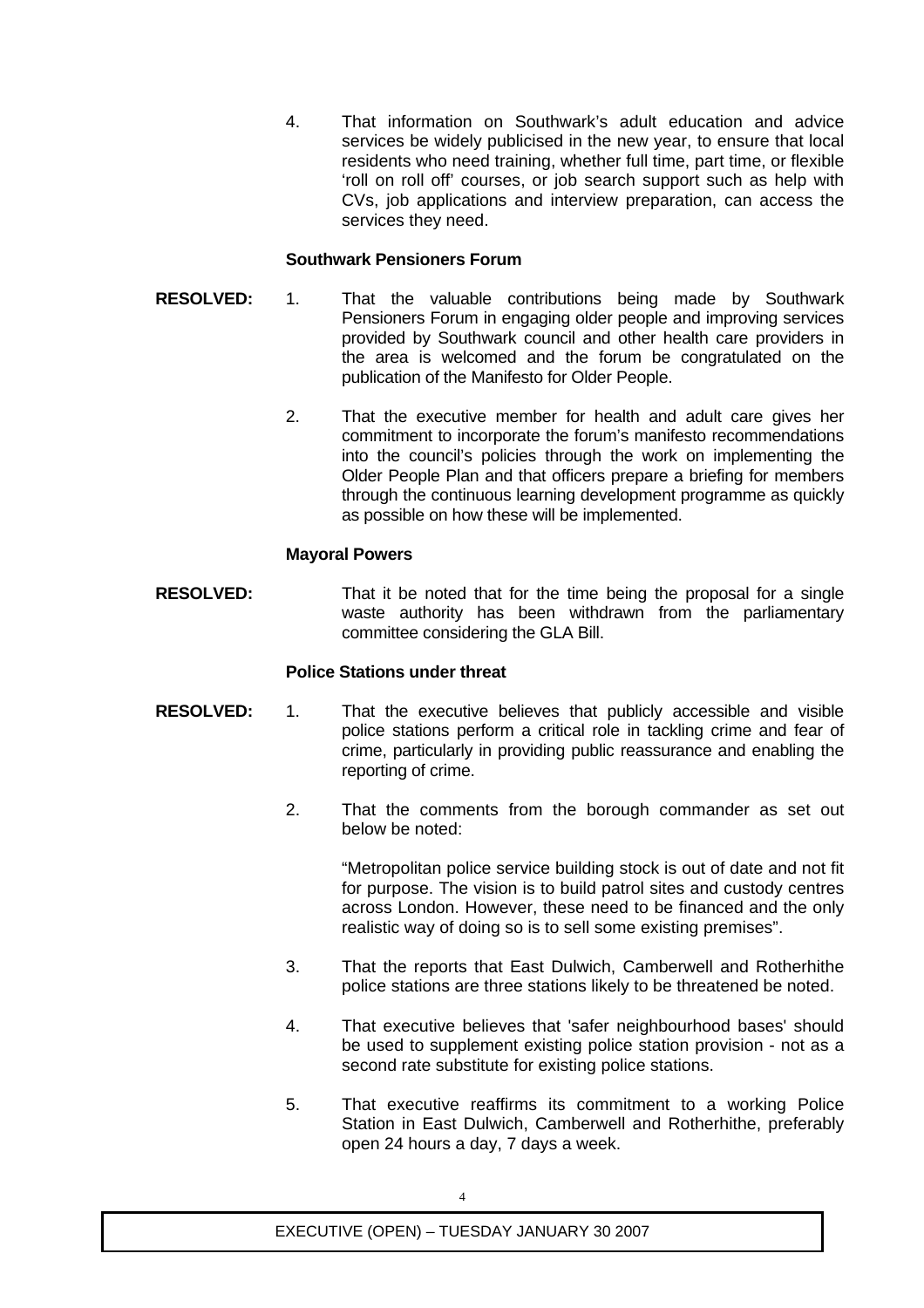4. That information on Southwark's adult education and advice services be widely publicised in the new year, to ensure that local residents who need training, whether full time, part time, or flexible 'roll on roll off' courses, or job search support such as help with CVs, job applications and interview preparation, can access the services they need.

**Southwark Pensioners Forum**

**RESOLVED:**

1. That the valuable contributions being made by Southwark Pensioners Forum in engaging older people and improving services provided by Southwark council and other health care providers in the area is welcomed and the forum be congratulated on the publication of the Manifesto for Older People.

2. That the executive member for health and adult care gives her commitment to incorporate the forum's manifesto recommendations into the council's policies through the work on implementing the Older People Plan and that officers prepare a briefing for members through the continuous learning development programme as quickly as possible on how these will be implemented.

**Mayoral Powers**

**RESOLVED:** That it be noted that for the time being the proposal for a single waste authority has been withdrawn from the parliamentary committee considering the GLA Bill.

**Police Stations under threat**

**RESOLVED:**

1. That the executive believes that publicly accessible and visible police stations perform a critical role in tackling crime and fear of crime, particularly in providing public reassurance and enabling the reporting of crime.

2. That the comments from the borough commander as set out below be noted:

   "Metropolitan police service building stock is out of date and not fit for purpose. The vision is to build patrol sites and custody centres across London. However, these need to be financed and the only realistic way of doing so is to sell some existing premises".

3. That the reports that East Dulwich, Camberwell and Rotherhithe police stations are three stations likely to be threatened be noted.

4. That executive believes that 'safer neighbourhood bases' should be used to supplement existing police station provision - not as a second rate substitute for existing police stations.

5. That executive reaffirms its commitment to a working Police Station in East Dulwich, Camberwell and Rotherhithe, preferably open 24 hours a day, 7 days a week.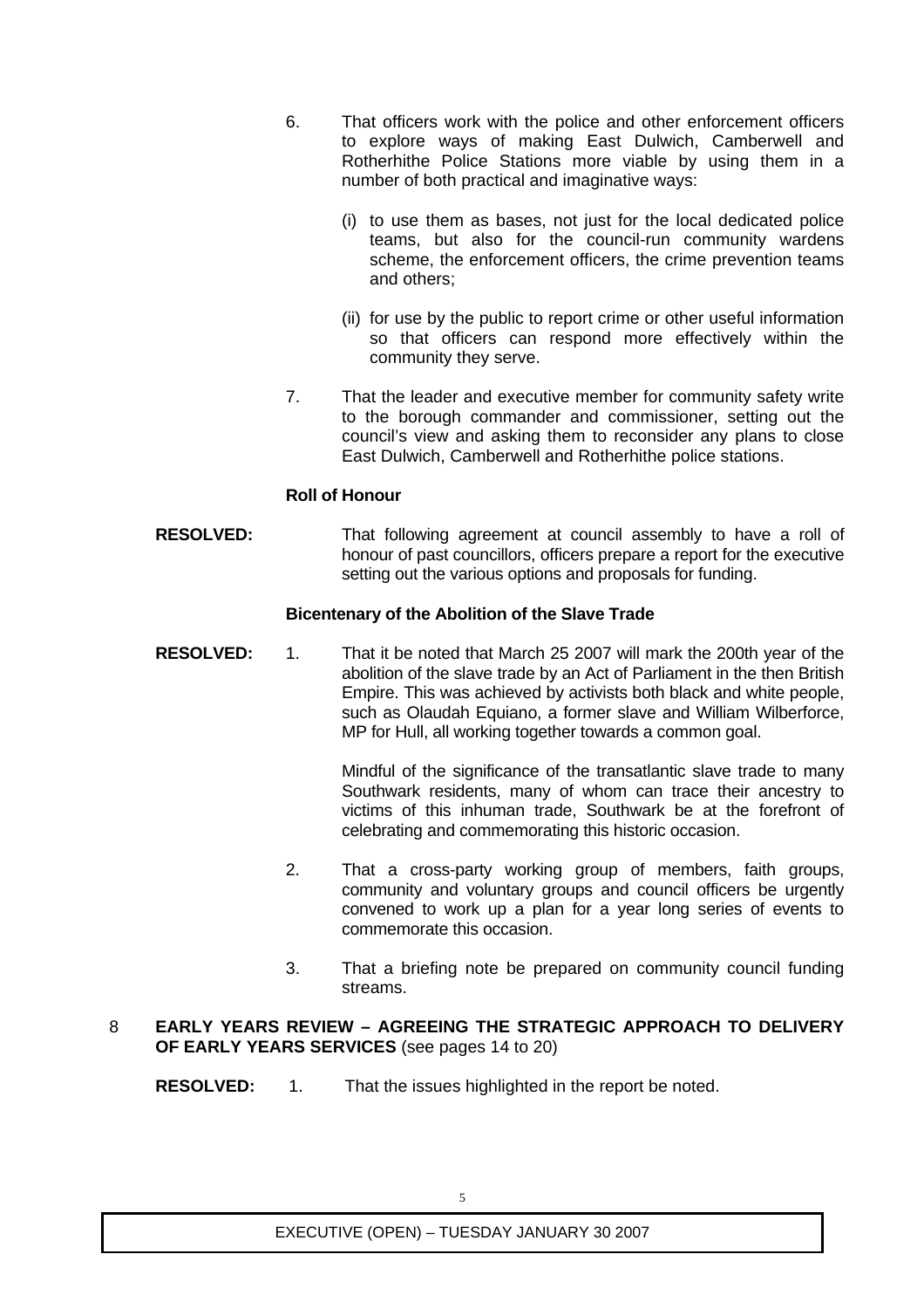6. That officers work with the police and other enforcement officers to explore ways of making East Dulwich, Camberwell and Rotherhithe Police Stations more viable by using them in a number of both practical and imaginative ways:

   (i) to use them as bases, not just for the local dedicated police teams, but also for the council-run community wardens scheme, the enforcement officers, the crime prevention teams and others;

   (ii) for use by the public to report crime or other useful information so that officers can respond more effectively within the community they serve.

7. That the leader and executive member for community safety write to the borough commander and commissioner, setting out the council's view and asking them to reconsider any plans to close East Dulwich, Camberwell and Rotherhithe police stations.

**Roll of Honour**

**RESOLVED:** That following agreement at council assembly to have a roll of honour of past councillors, officers prepare a report for the executive setting out the various options and proposals for funding.

**Bicentenary of the Abolition of the Slave Trade**

**RESOLVED:**

1. That it be noted that March 25 2007 will mark the 200th year of the abolition of the slave trade by an Act of Parliament in the then British Empire. This was achieved by activists both black and white people, such as Olaudah Equiano, a former slave and William Wilberforce, MP for Hull, all working together towards a common goal.

   Mindful of the significance of the transatlantic slave trade to many Southwark residents, many of whom can trace their ancestry to victims of this inhuman trade, Southwark be at the forefront of celebrating and commemorating this historic occasion.

2. That a cross-party working group of members, faith groups, community and voluntary groups and council officers be urgently convened to work up a plan for a year long series of events to commemorate this occasion.

3. That a briefing note be prepared on community council funding streams.

## 8 EARLY YEARS REVIEW – AGREEING THE STRATEGIC APPROACH TO DELIVERY OF EARLY YEARS SERVICES (see pages 14 to 20)

**RESOLVED:**

1. That the issues highlighted in the report be noted.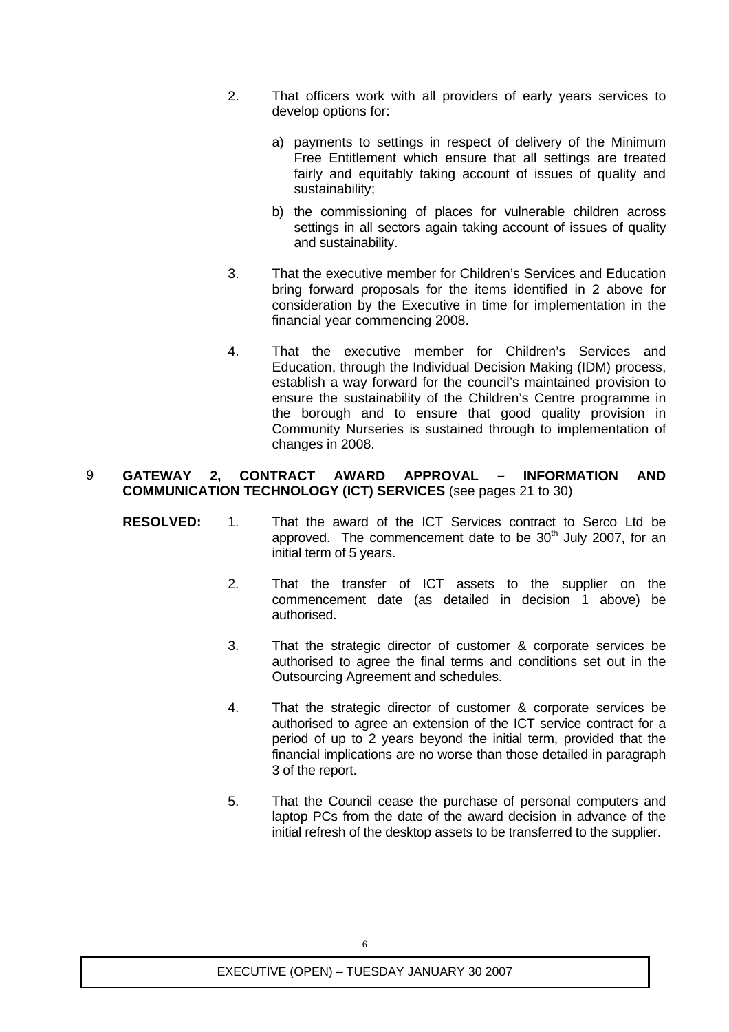2. That officers work with all providers of early years services to develop options for:

   a) payments to settings in respect of delivery of the Minimum Free Entitlement which ensure that all settings are treated fairly and equitably taking account of issues of quality and sustainability;

   b) the commissioning of places for vulnerable children across settings in all sectors again taking account of issues of quality and sustainability.

3. That the executive member for Children's Services and Education bring forward proposals for the items identified in 2 above for consideration by the Executive in time for implementation in the financial year commencing 2008.

4. That the executive member for Children's Services and Education, through the Individual Decision Making (IDM) process, establish a way forward for the council's maintained provision to ensure the sustainability of the Children's Centre programme in the borough and to ensure that good quality provision in Community Nurseries is sustained through to implementation of changes in 2008.

## 9 GATEWAY 2, CONTRACT AWARD APPROVAL – INFORMATION AND COMMUNICATION TECHNOLOGY (ICT) SERVICES (see pages 21 to 30)

**RESOLVED:**

1. That the award of the ICT Services contract to Serco Ltd be approved. The commencement date to be 30th July 2007, for an initial term of 5 years.

2. That the transfer of ICT assets to the supplier on the commencement date (as detailed in decision 1 above) be authorised.

3. That the strategic director of customer & corporate services be authorised to agree the final terms and conditions set out in the Outsourcing Agreement and schedules.

4. That the strategic director of customer & corporate services be authorised to agree an extension of the ICT service contract for a period of up to 2 years beyond the initial term, provided that the financial implications are no worse than those detailed in paragraph 3 of the report.

5. That the Council cease the purchase of personal computers and laptop PCs from the date of the award decision in advance of the initial refresh of the desktop assets to be transferred to the supplier.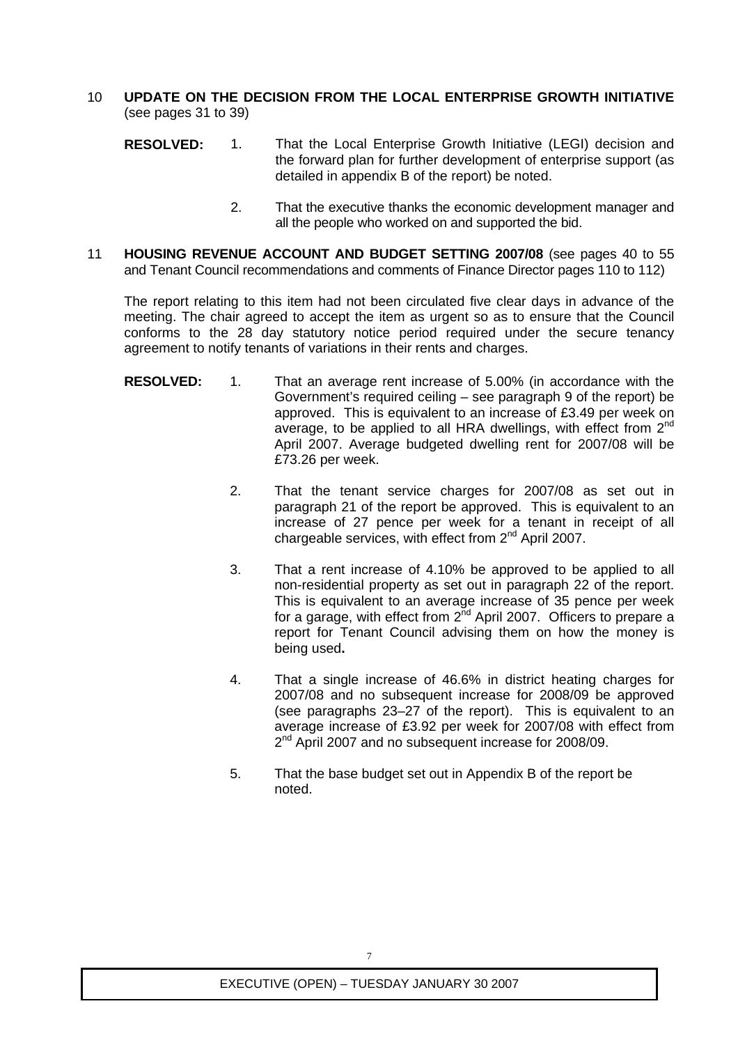## 10 UPDATE ON THE DECISION FROM THE LOCAL ENTERPRISE GROWTH INITIATIVE (see pages 31 to 39)

**RESOLVED:**

1. That the Local Enterprise Growth Initiative (LEGI) decision and the forward plan for further development of enterprise support (as detailed in appendix B of the report) be noted.

2. That the executive thanks the economic development manager and all the people who worked on and supported the bid.

## 11 HOUSING REVENUE ACCOUNT AND BUDGET SETTING 2007/08 (see pages 40 to 55 and Tenant Council recommendations and comments of Finance Director pages 110 to 112)

The report relating to this item had not been circulated five clear days in advance of the meeting. The chair agreed to accept the item as urgent so as to ensure that the Council conforms to the 28 day statutory notice period required under the secure tenancy agreement to notify tenants of variations in their rents and charges.

**RESOLVED:**

1. That an average rent increase of 5.00% (in accordance with the Government's required ceiling – see paragraph 9 of the report) be approved. This is equivalent to an increase of £3.49 per week on average, to be applied to all HRA dwellings, with effect from 2nd April 2007. Average budgeted dwelling rent for 2007/08 will be £73.26 per week.

2. That the tenant service charges for 2007/08 as set out in paragraph 21 of the report be approved. This is equivalent to an increase of 27 pence per week for a tenant in receipt of all chargeable services, with effect from 2nd April 2007.

3. That a rent increase of 4.10% be approved to be applied to all non-residential property as set out in paragraph 22 of the report. This is equivalent to an average increase of 35 pence per week for a garage, with effect from 2nd April 2007. Officers to prepare a report for Tenant Council advising them on how the money is being used**.**

4. That a single increase of 46.6% in district heating charges for 2007/08 and no subsequent increase for 2008/09 be approved (see paragraphs 23–27 of the report). This is equivalent to an average increase of £3.92 per week for 2007/08 with effect from 2nd April 2007 and no subsequent increase for 2008/09.

5. That the base budget set out in Appendix B of the report be noted.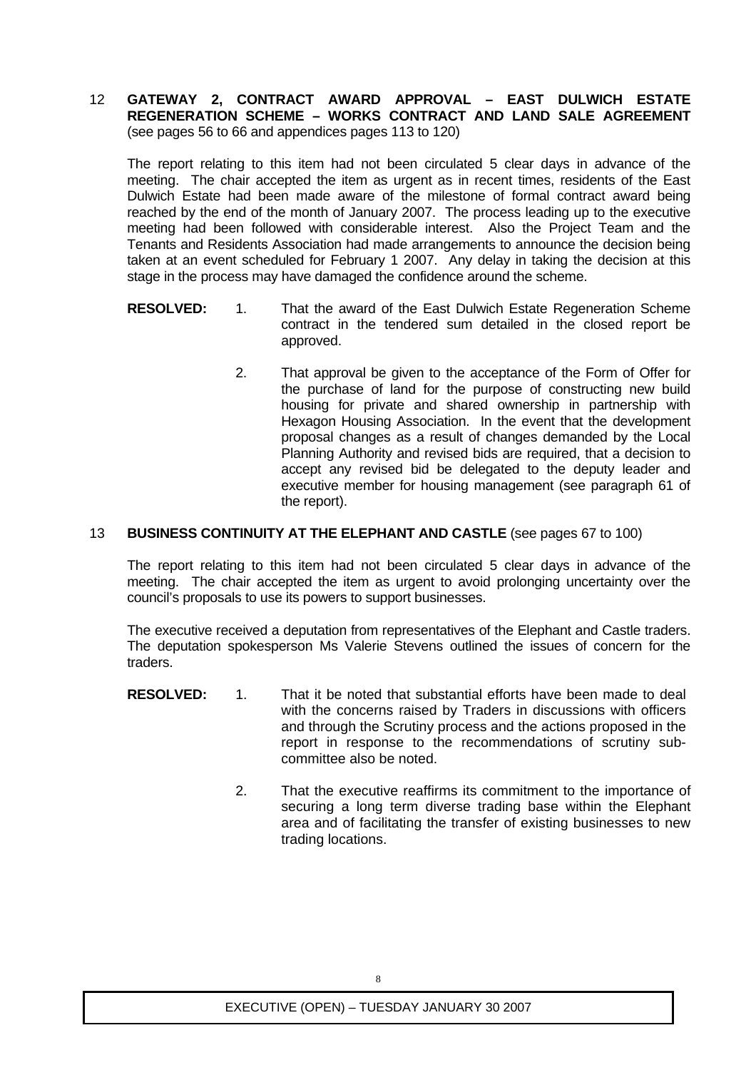## 12 GATEWAY 2, CONTRACT AWARD APPROVAL – EAST DULWICH ESTATE REGENERATION SCHEME – WORKS CONTRACT AND LAND SALE AGREEMENT

(see pages 56 to 66 and appendices pages 113 to 120)

The report relating to this item had not been circulated 5 clear days in advance of the meeting. The chair accepted the item as urgent as in recent times, residents of the East Dulwich Estate had been made aware of the milestone of formal contract award being reached by the end of the month of January 2007. The process leading up to the executive meeting had been followed with considerable interest. Also the Project Team and the Tenants and Residents Association had made arrangements to announce the decision being taken at an event scheduled for February 1 2007. Any delay in taking the decision at this stage in the process may have damaged the confidence around the scheme.

**RESOLVED:**

1. That the award of the East Dulwich Estate Regeneration Scheme contract in the tendered sum detailed in the closed report be approved.

2. That approval be given to the acceptance of the Form of Offer for the purchase of land for the purpose of constructing new build housing for private and shared ownership in partnership with Hexagon Housing Association. In the event that the development proposal changes as a result of changes demanded by the Local Planning Authority and revised bids are required, that a decision to accept any revised bid be delegated to the deputy leader and executive member for housing management (see paragraph 61 of the report).

## 13 BUSINESS CONTINUITY AT THE ELEPHANT AND CASTLE (see pages 67 to 100)

The report relating to this item had not been circulated 5 clear days in advance of the meeting. The chair accepted the item as urgent to avoid prolonging uncertainty over the council's proposals to use its powers to support businesses.

The executive received a deputation from representatives of the Elephant and Castle traders. The deputation spokesperson Ms Valerie Stevens outlined the issues of concern for the traders.

**RESOLVED:**

1. That it be noted that substantial efforts have been made to deal with the concerns raised by Traders in discussions with officers and through the Scrutiny process and the actions proposed in the report in response to the recommendations of scrutiny sub-committee also be noted.

2. That the executive reaffirms its commitment to the importance of securing a long term diverse trading base within the Elephant area and of facilitating the transfer of existing businesses to new trading locations.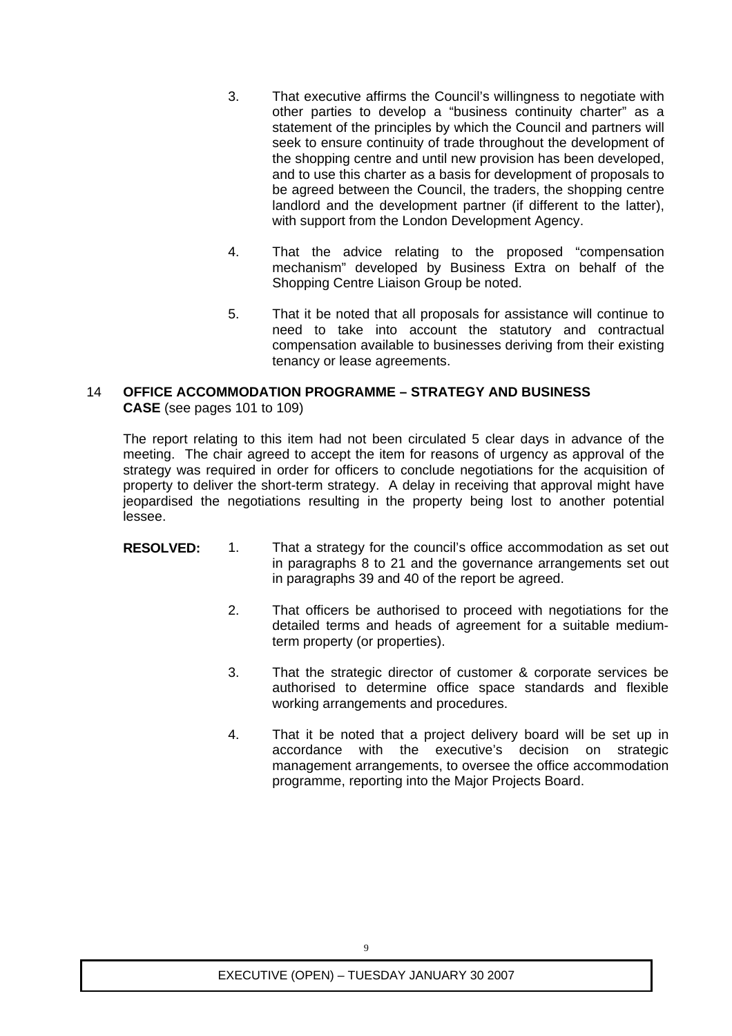3. That executive affirms the Council's willingness to negotiate with other parties to develop a "business continuity charter" as a statement of the principles by which the Council and partners will seek to ensure continuity of trade throughout the development of the shopping centre and until new provision has been developed, and to use this charter as a basis for development of proposals to be agreed between the Council, the traders, the shopping centre landlord and the development partner (if different to the latter), with support from the London Development Agency.

4. That the advice relating to the proposed "compensation mechanism" developed by Business Extra on behalf of the Shopping Centre Liaison Group be noted.

5. That it be noted that all proposals for assistance will continue to need to take into account the statutory and contractual compensation available to businesses deriving from their existing tenancy or lease agreements.

## 14 OFFICE ACCOMMODATION PROGRAMME – STRATEGY AND BUSINESS CASE (see pages 101 to 109)

The report relating to this item had not been circulated 5 clear days in advance of the meeting. The chair agreed to accept the item for reasons of urgency as approval of the strategy was required in order for officers to conclude negotiations for the acquisition of property to deliver the short-term strategy. A delay in receiving that approval might have jeopardised the negotiations resulting in the property being lost to another potential lessee.

**RESOLVED:**

1. That a strategy for the council's office accommodation as set out in paragraphs 8 to 21 and the governance arrangements set out in paragraphs 39 and 40 of the report be agreed.

2. That officers be authorised to proceed with negotiations for the detailed terms and heads of agreement for a suitable medium-term property (or properties).

3. That the strategic director of customer & corporate services be authorised to determine office space standards and flexible working arrangements and procedures.

4. That it be noted that a project delivery board will be set up in accordance with the executive's decision on strategic management arrangements, to oversee the office accommodation programme, reporting into the Major Projects Board.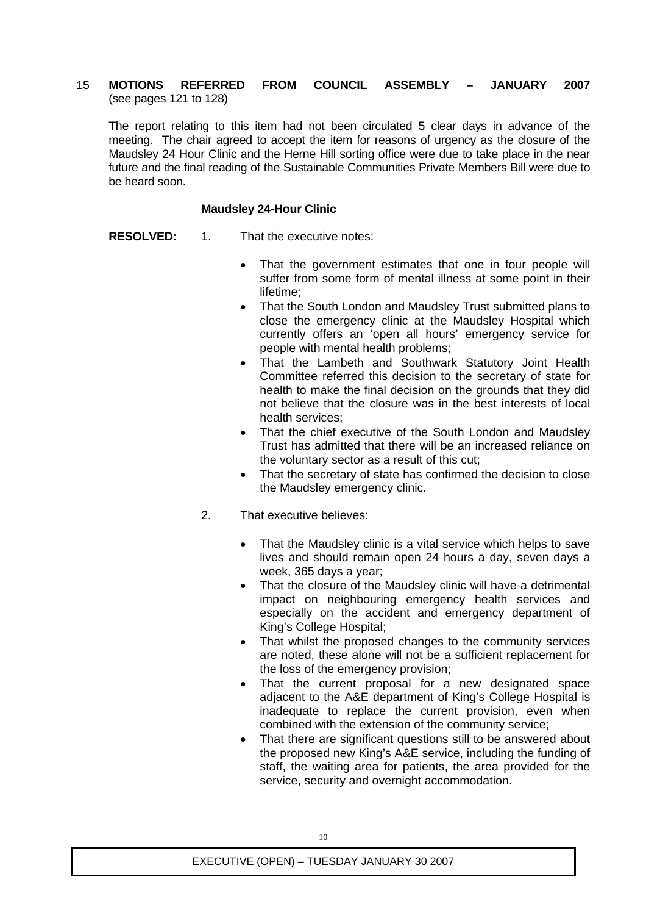## 15 MOTIONS REFERRED FROM COUNCIL ASSEMBLY – JANUARY 2007
(see pages 121 to 128)

The report relating to this item had not been circulated 5 clear days in advance of the meeting. The chair agreed to accept the item for reasons of urgency as the closure of the Maudsley 24 Hour Clinic and the Herne Hill sorting office were due to take place in the near future and the final reading of the Sustainable Communities Private Members Bill were due to be heard soon.

### Maudsley 24-Hour Clinic

**RESOLVED:** 1. That the executive notes:

- That the government estimates that one in four people will suffer from some form of mental illness at some point in their lifetime;
- That the South London and Maudsley Trust submitted plans to close the emergency clinic at the Maudsley Hospital which currently offers an 'open all hours' emergency service for people with mental health problems;
- That the Lambeth and Southwark Statutory Joint Health Committee referred this decision to the secretary of state for health to make the final decision on the grounds that they did not believe that the closure was in the best interests of local health services;
- That the chief executive of the South London and Maudsley Trust has admitted that there will be an increased reliance on the voluntary sector as a result of this cut;
- That the secretary of state has confirmed the decision to close the Maudsley emergency clinic.

2. That executive believes:

- That the Maudsley clinic is a vital service which helps to save lives and should remain open 24 hours a day, seven days a week, 365 days a year;
- That the closure of the Maudsley clinic will have a detrimental impact on neighbouring emergency health services and especially on the accident and emergency department of King's College Hospital;
- That whilst the proposed changes to the community services are noted, these alone will not be a sufficient replacement for the loss of the emergency provision;
- That the current proposal for a new designated space adjacent to the A&E department of King's College Hospital is inadequate to replace the current provision, even when combined with the extension of the community service;
- That there are significant questions still to be answered about the proposed new King's A&E service, including the funding of staff, the waiting area for patients, the area provided for the service, security and overnight accommodation.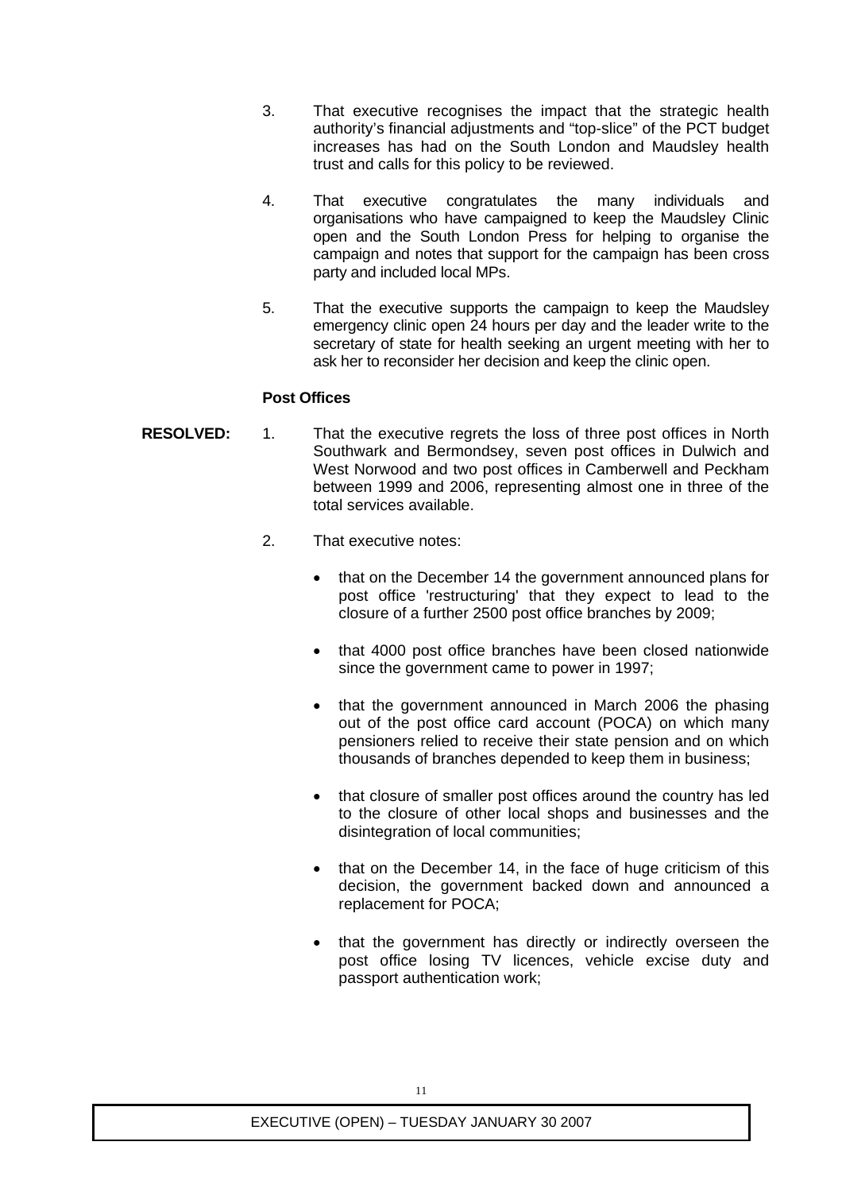3. That executive recognises the impact that the strategic health authority's financial adjustments and "top-slice" of the PCT budget increases has had on the South London and Maudsley health trust and calls for this policy to be reviewed.

4. That executive congratulates the many individuals and organisations who have campaigned to keep the Maudsley Clinic open and the South London Press for helping to organise the campaign and notes that support for the campaign has been cross party and included local MPs.

5. That the executive supports the campaign to keep the Maudsley emergency clinic open 24 hours per day and the leader write to the secretary of state for health seeking an urgent meeting with her to ask her to reconsider her decision and keep the clinic open.

**Post Offices**

**RESOLVED:**

1. That the executive regrets the loss of three post offices in North Southwark and Bermondsey, seven post offices in Dulwich and West Norwood and two post offices in Camberwell and Peckham between 1999 and 2006, representing almost one in three of the total services available.

2. That executive notes:

   - that on the December 14 the government announced plans for post office 'restructuring' that they expect to lead to the closure of a further 2500 post office branches by 2009;

   - that 4000 post office branches have been closed nationwide since the government came to power in 1997;

   - that the government announced in March 2006 the phasing out of the post office card account (POCA) on which many pensioners relied to receive their state pension and on which thousands of branches depended to keep them in business;

   - that closure of smaller post offices around the country has led to the closure of other local shops and businesses and the disintegration of local communities;

   - that on the December 14, in the face of huge criticism of this decision, the government backed down and announced a replacement for POCA;

   - that the government has directly or indirectly overseen the post office losing TV licences, vehicle excise duty and passport authentication work;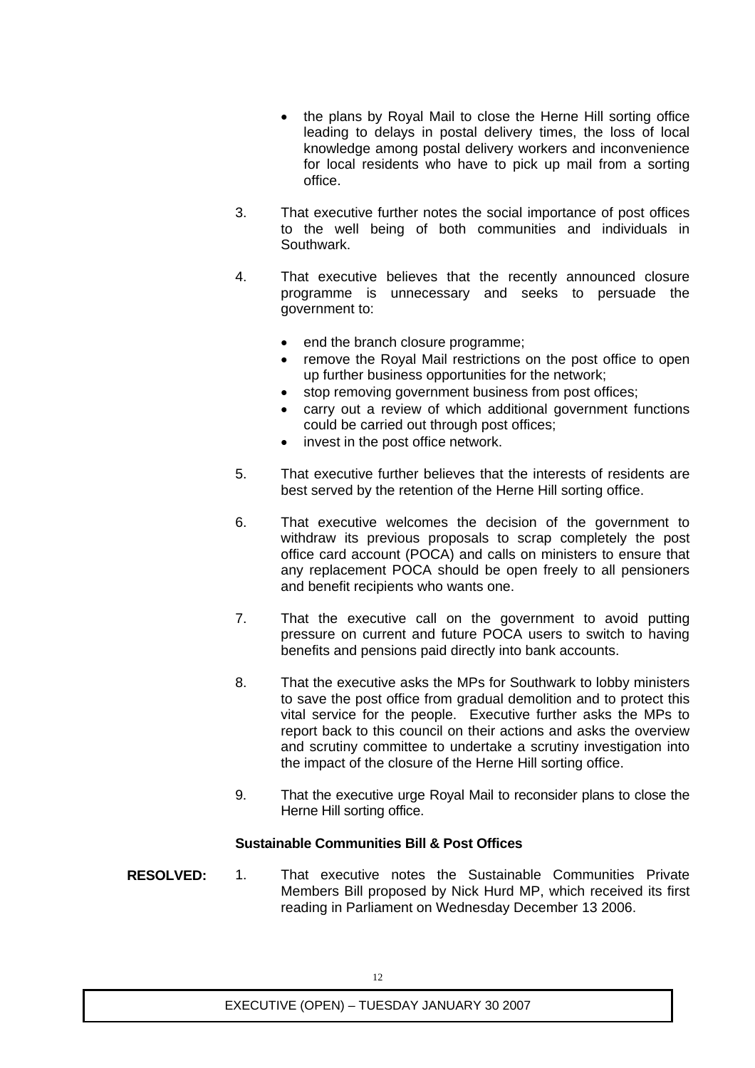- the plans by Royal Mail to close the Herne Hill sorting office leading to delays in postal delivery times, the loss of local knowledge among postal delivery workers and inconvenience for local residents who have to pick up mail from a sorting office.

3. That executive further notes the social importance of post offices to the well being of both communities and individuals in Southwark.

4. That executive believes that the recently announced closure programme is unnecessary and seeks to persuade the government to:

   - end the branch closure programme;
   - remove the Royal Mail restrictions on the post office to open up further business opportunities for the network;
   - stop removing government business from post offices;
   - carry out a review of which additional government functions could be carried out through post offices;
   - invest in the post office network.

5. That executive further believes that the interests of residents are best served by the retention of the Herne Hill sorting office.

6. That executive welcomes the decision of the government to withdraw its previous proposals to scrap completely the post office card account (POCA) and calls on ministers to ensure that any replacement POCA should be open freely to all pensioners and benefit recipients who wants one.

7. That the executive call on the government to avoid putting pressure on current and future POCA users to switch to having benefits and pensions paid directly into bank accounts.

8. That the executive asks the MPs for Southwark to lobby ministers to save the post office from gradual demolition and to protect this vital service for the people. Executive further asks the MPs to report back to this council on their actions and asks the overview and scrutiny committee to undertake a scrutiny investigation into the impact of the closure of the Herne Hill sorting office.

9. That the executive urge Royal Mail to reconsider plans to close the Herne Hill sorting office.

**Sustainable Communities Bill & Post Offices**

**RESOLVED:**

1. That executive notes the Sustainable Communities Private Members Bill proposed by Nick Hurd MP, which received its first reading in Parliament on Wednesday December 13 2006.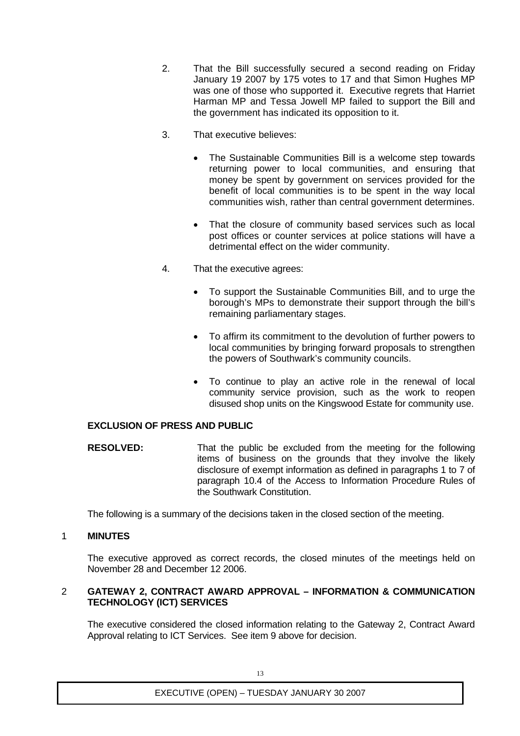2. That the Bill successfully secured a second reading on Friday January 19 2007 by 175 votes to 17 and that Simon Hughes MP was one of those who supported it. Executive regrets that Harriet Harman MP and Tessa Jowell MP failed to support the Bill and the government has indicated its opposition to it.

3. That executive believes:

   - The Sustainable Communities Bill is a welcome step towards returning power to local communities, and ensuring that money be spent by government on services provided for the benefit of local communities is to be spent in the way local communities wish, rather than central government determines.

   - That the closure of community based services such as local post offices or counter services at police stations will have a detrimental effect on the wider community.

4. That the executive agrees:

   - To support the Sustainable Communities Bill, and to urge the borough's MPs to demonstrate their support through the bill's remaining parliamentary stages.

   - To affirm its commitment to the devolution of further powers to local communities by bringing forward proposals to strengthen the powers of Southwark's community councils.

   - To continue to play an active role in the renewal of local community service provision, such as the work to reopen disused shop units on the Kingswood Estate for community use.

**EXCLUSION OF PRESS AND PUBLIC**

**RESOLVED:** That the public be excluded from the meeting for the following items of business on the grounds that they involve the likely disclosure of exempt information as defined in paragraphs 1 to 7 of paragraph 10.4 of the Access to Information Procedure Rules of the Southwark Constitution.

The following is a summary of the decisions taken in the closed section of the meeting.

1 **MINUTES**

The executive approved as correct records, the closed minutes of the meetings held on November 28 and December 12 2006.

2 **GATEWAY 2, CONTRACT AWARD APPROVAL – INFORMATION & COMMUNICATION TECHNOLOGY (ICT) SERVICES**

The executive considered the closed information relating to the Gateway 2, Contract Award Approval relating to ICT Services. See item 9 above for decision.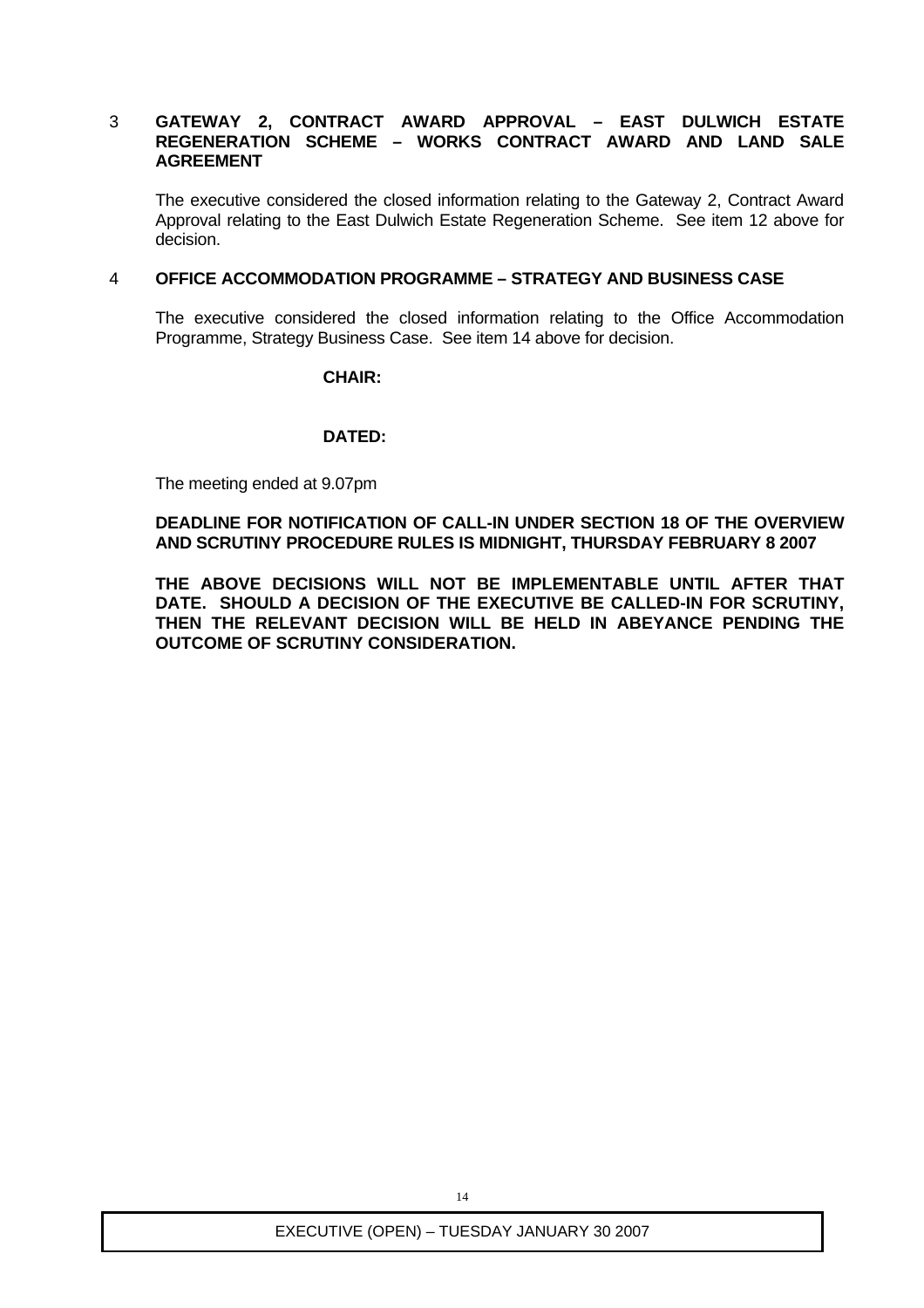3 **GATEWAY 2, CONTRACT AWARD APPROVAL – EAST DULWICH ESTATE REGENERATION SCHEME – WORKS CONTRACT AWARD AND LAND SALE AGREEMENT**

The executive considered the closed information relating to the Gateway 2, Contract Award Approval relating to the East Dulwich Estate Regeneration Scheme. See item 12 above for decision.

4 **OFFICE ACCOMMODATION PROGRAMME – STRATEGY AND BUSINESS CASE**

The executive considered the closed information relating to the Office Accommodation Programme, Strategy Business Case. See item 14 above for decision.

**CHAIR:**

**DATED:**

The meeting ended at 9.07pm

**DEADLINE FOR NOTIFICATION OF CALL-IN UNDER SECTION 18 OF THE OVERVIEW AND SCRUTINY PROCEDURE RULES IS MIDNIGHT, THURSDAY FEBRUARY 8 2007**

**THE ABOVE DECISIONS WILL NOT BE IMPLEMENTABLE UNTIL AFTER THAT DATE. SHOULD A DECISION OF THE EXECUTIVE BE CALLED-IN FOR SCRUTINY, THEN THE RELEVANT DECISION WILL BE HELD IN ABEYANCE PENDING THE OUTCOME OF SCRUTINY CONSIDERATION.**